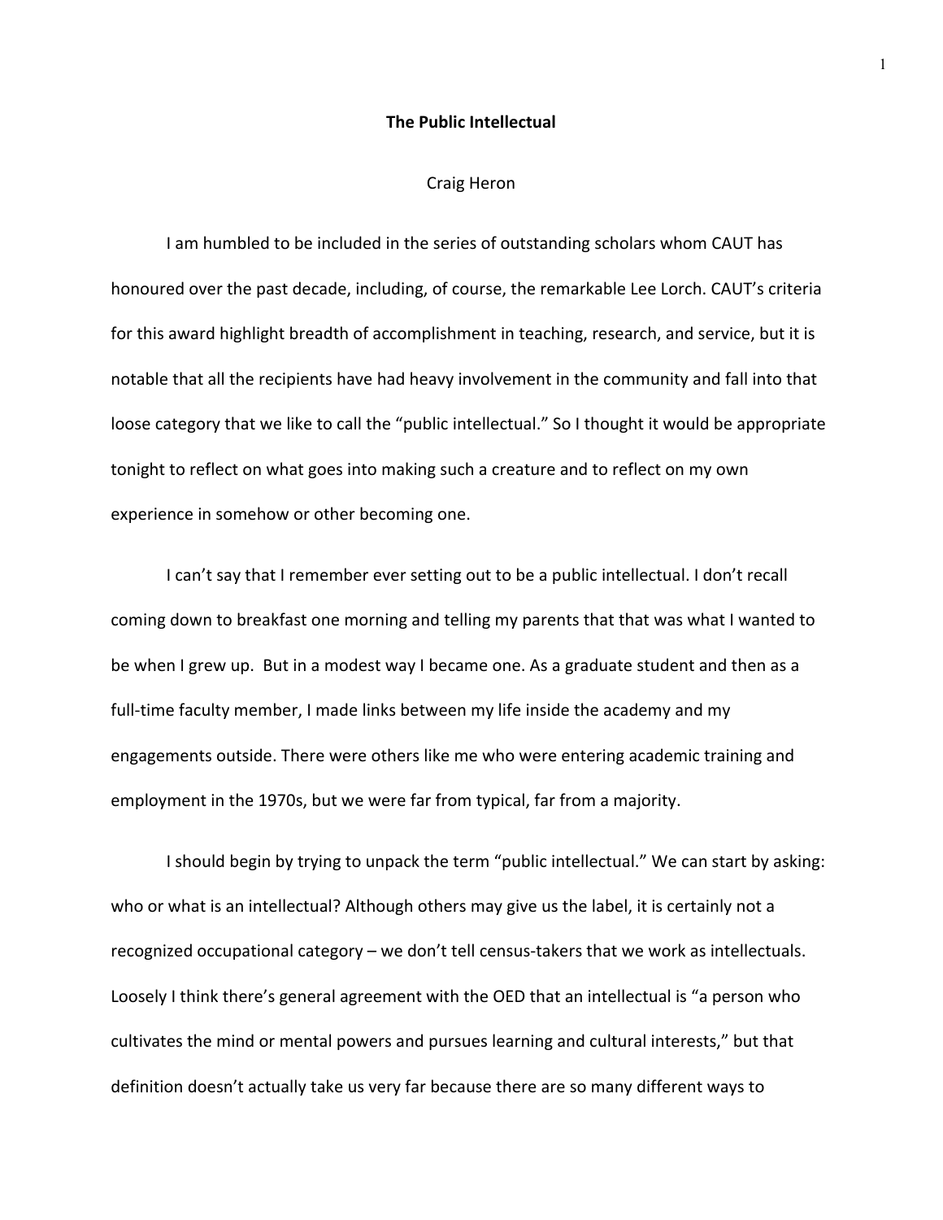# The Public Intellectual

Craig Heron

I am humbled to be included in the series of outstanding scholars whom CAUT has honoured over the past decade, including, of course, the remarkable Lee Lorch. CAUT's criteria for this award highlight breadth of accomplishment in teaching, research, and service, but it is notable that all the recipients have had heavy involvement in the community and fall into that loose category that we like to call the "public intellectual." So I thought it would be appropriate tonight to reflect on what goes into making such a creature and to reflect on my own experience in somehow or other becoming one.

I can't say that I remember ever setting out to be a public intellectual. I don't recall coming down to breakfast one morning and telling my parents that that was what I wanted to be when I grew up. But in a modest way I became one. As a graduate student and then as a full-time faculty member, I made links between my life inside the academy and my engagements outside. There were others like me who were entering academic training and employment in the 1970s, but we were far from typical, far from a majority.

I should begin by trying to unpack the term "public intellectual." We can start by asking: who or what is an intellectual? Although others may give us the label, it is certainly not a recognized occupational category – we don't tell census-takers that we work as intellectuals. Loosely I think there's general agreement with the OED that an intellectual is "a person who cultivates the mind or mental powers and pursues learning and cultural interests," but that definition doesn't actually take us very far because there are so many different ways to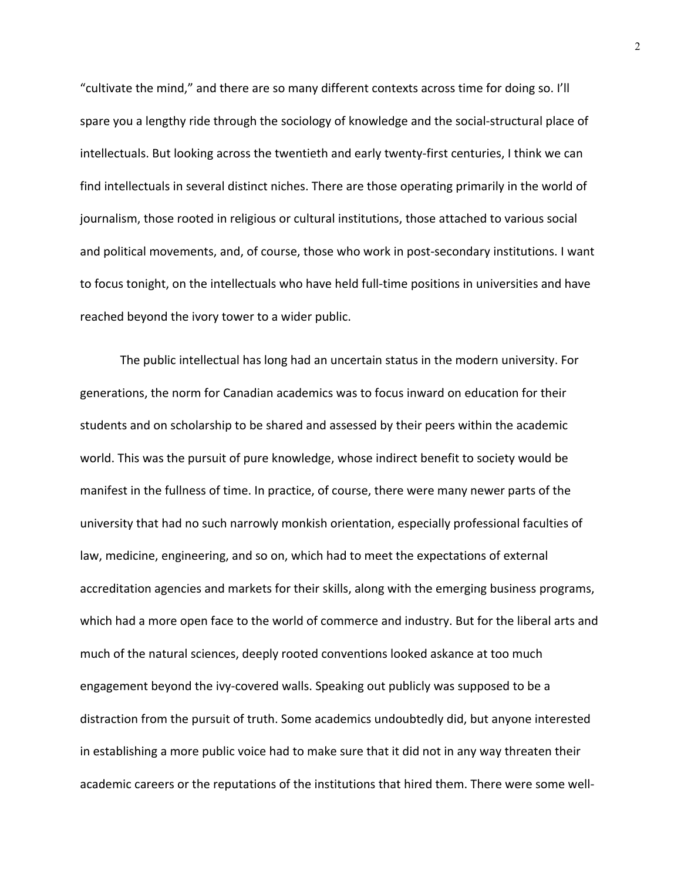"cultivate the mind," and there are so many different contexts across time for doing so. I'll spare you a lengthy ride through the sociology of knowledge and the social-structural place of intellectuals. But looking across the twentieth and early twenty-first centuries, I think we can find intellectuals in several distinct niches. There are those operating primarily in the world of journalism, those rooted in religious or cultural institutions, those attached to various social and political movements, and, of course, those who work in post-secondary institutions. I want to focus tonight, on the intellectuals who have held full-time positions in universities and have reached beyond the ivory tower to a wider public.

The public intellectual has long had an uncertain status in the modern university. For generations, the norm for Canadian academics was to focus inward on education for their students and on scholarship to be shared and assessed by their peers within the academic world. This was the pursuit of pure knowledge, whose indirect benefit to society would be manifest in the fullness of time. In practice, of course, there were many newer parts of the university that had no such narrowly monkish orientation, especially professional faculties of law, medicine, engineering, and so on, which had to meet the expectations of external accreditation agencies and markets for their skills, along with the emerging business programs, which had a more open face to the world of commerce and industry. But for the liberal arts and much of the natural sciences, deeply rooted conventions looked askance at too much engagement beyond the ivy-covered walls. Speaking out publicly was supposed to be a distraction from the pursuit of truth. Some academics undoubtedly did, but anyone interested in establishing a more public voice had to make sure that it did not in any way threaten their academic careers or the reputations of the institutions that hired them. There were some well-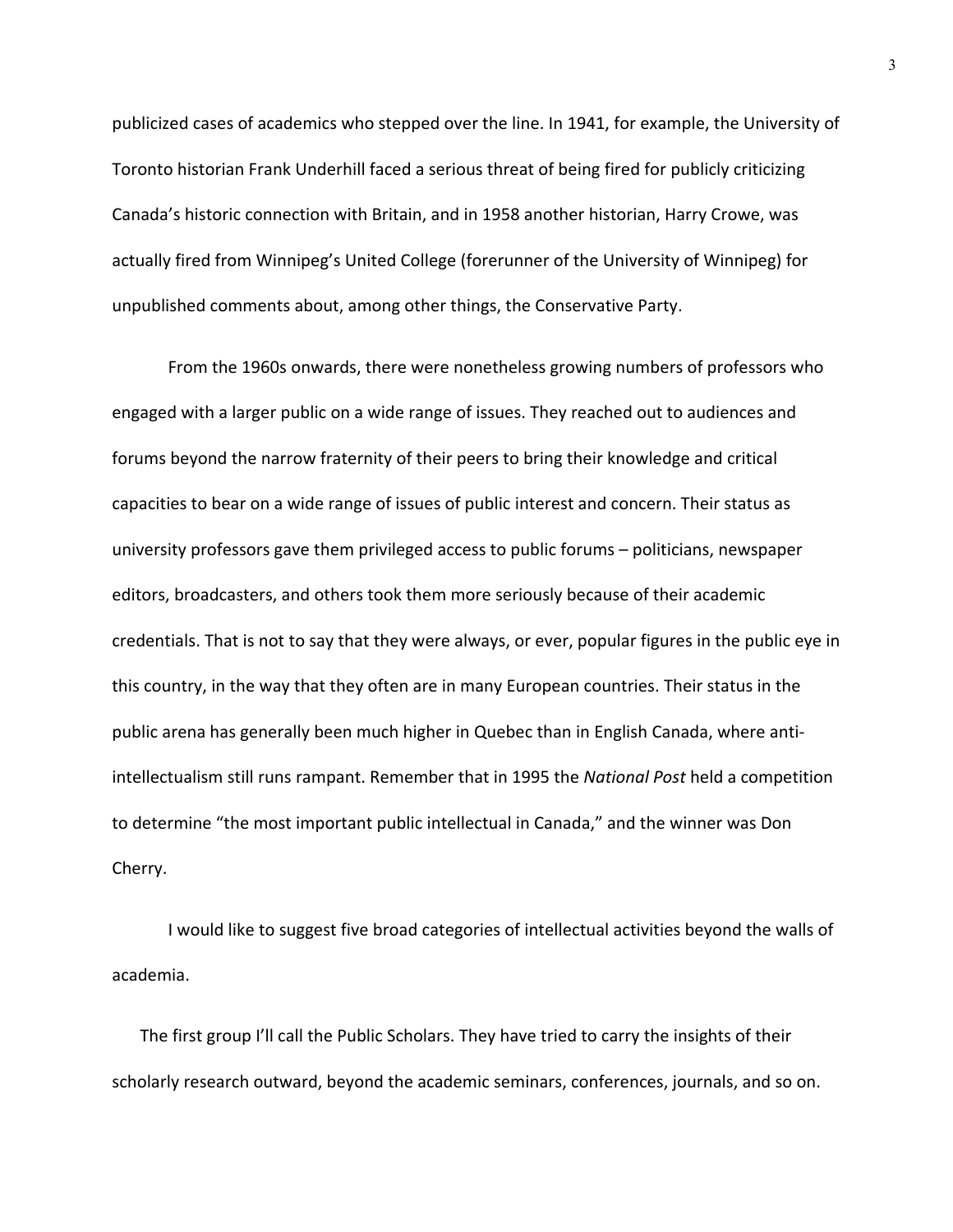publicized cases of academics who stepped over the line. In 1941, for example, the University of Toronto historian Frank Underhill faced a serious threat of being fired for publicly criticizing Canada's historic connection with Britain, and in 1958 another historian, Harry Crowe, was actually fired from Winnipeg's United College (forerunner of the University of Winnipeg) for unpublished comments about, among other things, the Conservative Party.

From the 1960s onwards, there were nonetheless growing numbers of professors who engaged with a larger public on a wide range of issues. They reached out to audiences and forums beyond the narrow fraternity of their peers to bring their knowledge and critical capacities to bear on a wide range of issues of public interest and concern. Their status as university professors gave them privileged access to public forums – politicians, newspaper editors, broadcasters, and others took them more seriously because of their academic credentials. That is not to say that they were always, or ever, popular figures in the public eye in this country, in the way that they often are in many European countries. Their status in the public arena has generally been much higher in Quebec than in English Canada, where anti-intellectualism still runs rampant. Remember that in 1995 the *National Post* held a competition to determine "the most important public intellectual in Canada," and the winner was Don Cherry.

I would like to suggest five broad categories of intellectual activities beyond the walls of academia.

The first group I'll call the Public Scholars. They have tried to carry the insights of their scholarly research outward, beyond the academic seminars, conferences, journals, and so on.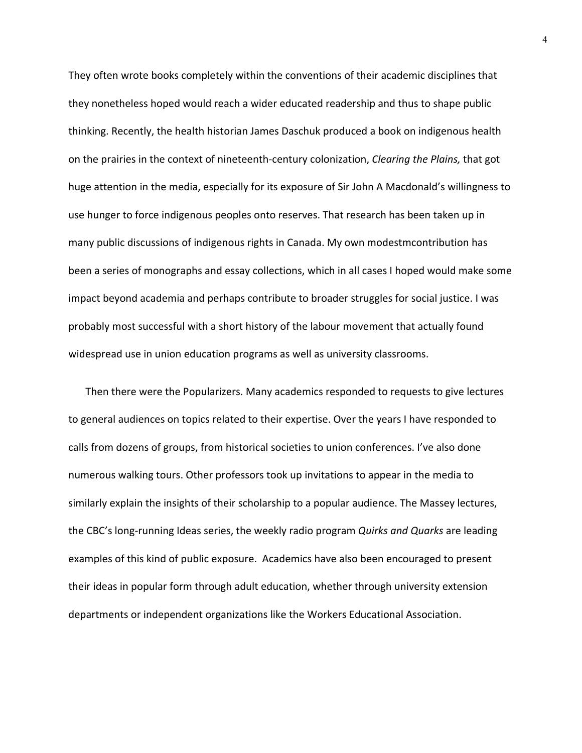They often wrote books completely within the conventions of their academic disciplines that they nonetheless hoped would reach a wider educated readership and thus to shape public thinking. Recently, the health historian James Daschuk produced a book on indigenous health on the prairies in the context of nineteenth-century colonization, *Clearing the Plains,* that got huge attention in the media, especially for its exposure of Sir John A Macdonald's willingness to use hunger to force indigenous peoples onto reserves. That research has been taken up in many public discussions of indigenous rights in Canada. My own modestmcontribution has been a series of monographs and essay collections, which in all cases I hoped would make some impact beyond academia and perhaps contribute to broader struggles for social justice. I was probably most successful with a short history of the labour movement that actually found widespread use in union education programs as well as university classrooms.

Then there were the Popularizers. Many academics responded to requests to give lectures to general audiences on topics related to their expertise. Over the years I have responded to calls from dozens of groups, from historical societies to union conferences. I've also done numerous walking tours. Other professors took up invitations to appear in the media to similarly explain the insights of their scholarship to a popular audience. The Massey lectures, the CBC's long-running Ideas series, the weekly radio program *Quirks and Quarks* are leading examples of this kind of public exposure. Academics have also been encouraged to present their ideas in popular form through adult education, whether through university extension departments or independent organizations like the Workers Educational Association.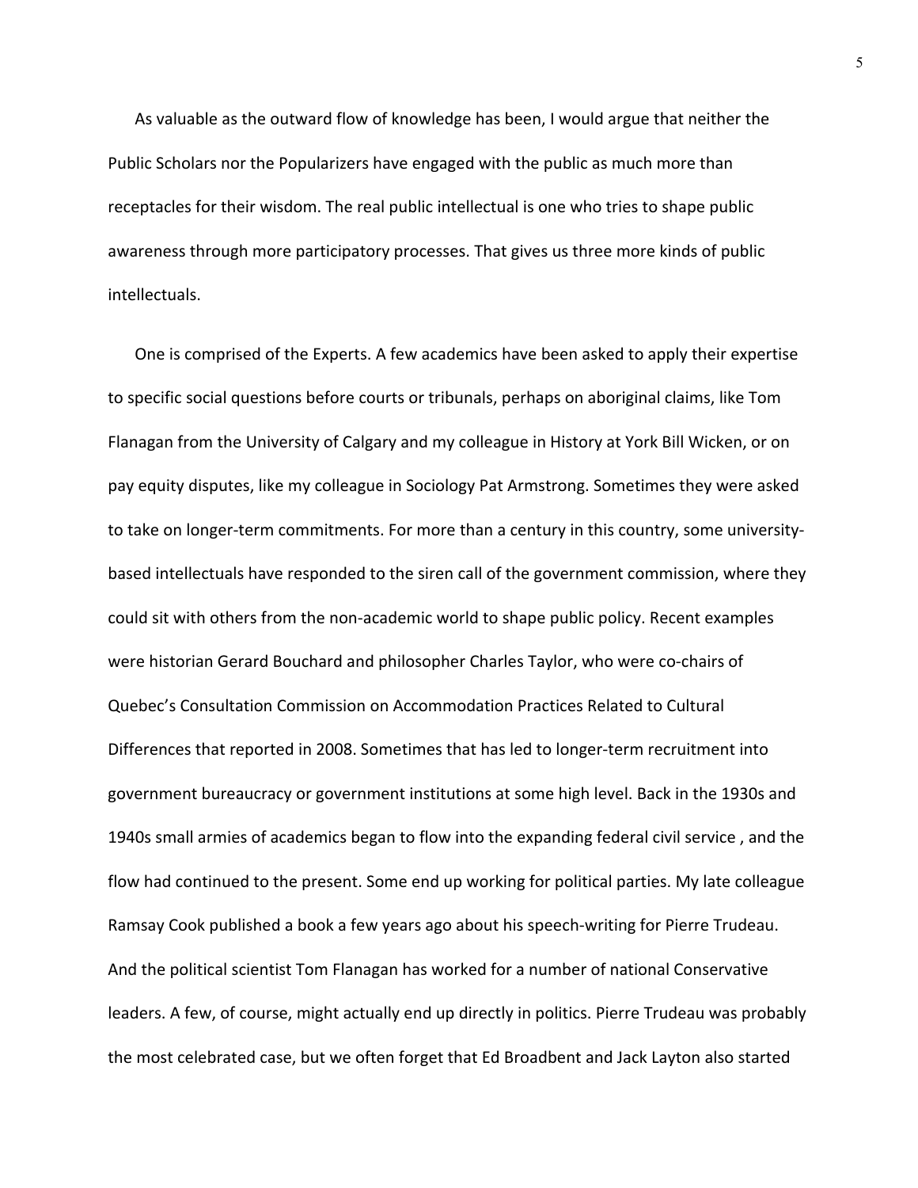As valuable as the outward flow of knowledge has been, I would argue that neither the Public Scholars nor the Popularizers have engaged with the public as much more than receptacles for their wisdom. The real public intellectual is one who tries to shape public awareness through more participatory processes. That gives us three more kinds of public intellectuals.

One is comprised of the Experts. A few academics have been asked to apply their expertise to specific social questions before courts or tribunals, perhaps on aboriginal claims, like Tom Flanagan from the University of Calgary and my colleague in History at York Bill Wicken, or on pay equity disputes, like my colleague in Sociology Pat Armstrong. Sometimes they were asked to take on longer-term commitments. For more than a century in this country, some university-based intellectuals have responded to the siren call of the government commission, where they could sit with others from the non-academic world to shape public policy. Recent examples were historian Gerard Bouchard and philosopher Charles Taylor, who were co-chairs of Quebec's Consultation Commission on Accommodation Practices Related to Cultural Differences that reported in 2008. Sometimes that has led to longer-term recruitment into government bureaucracy or government institutions at some high level. Back in the 1930s and 1940s small armies of academics began to flow into the expanding federal civil service , and the flow had continued to the present. Some end up working for political parties. My late colleague Ramsay Cook published a book a few years ago about his speech-writing for Pierre Trudeau. And the political scientist Tom Flanagan has worked for a number of national Conservative leaders. A few, of course, might actually end up directly in politics. Pierre Trudeau was probably the most celebrated case, but we often forget that Ed Broadbent and Jack Layton also started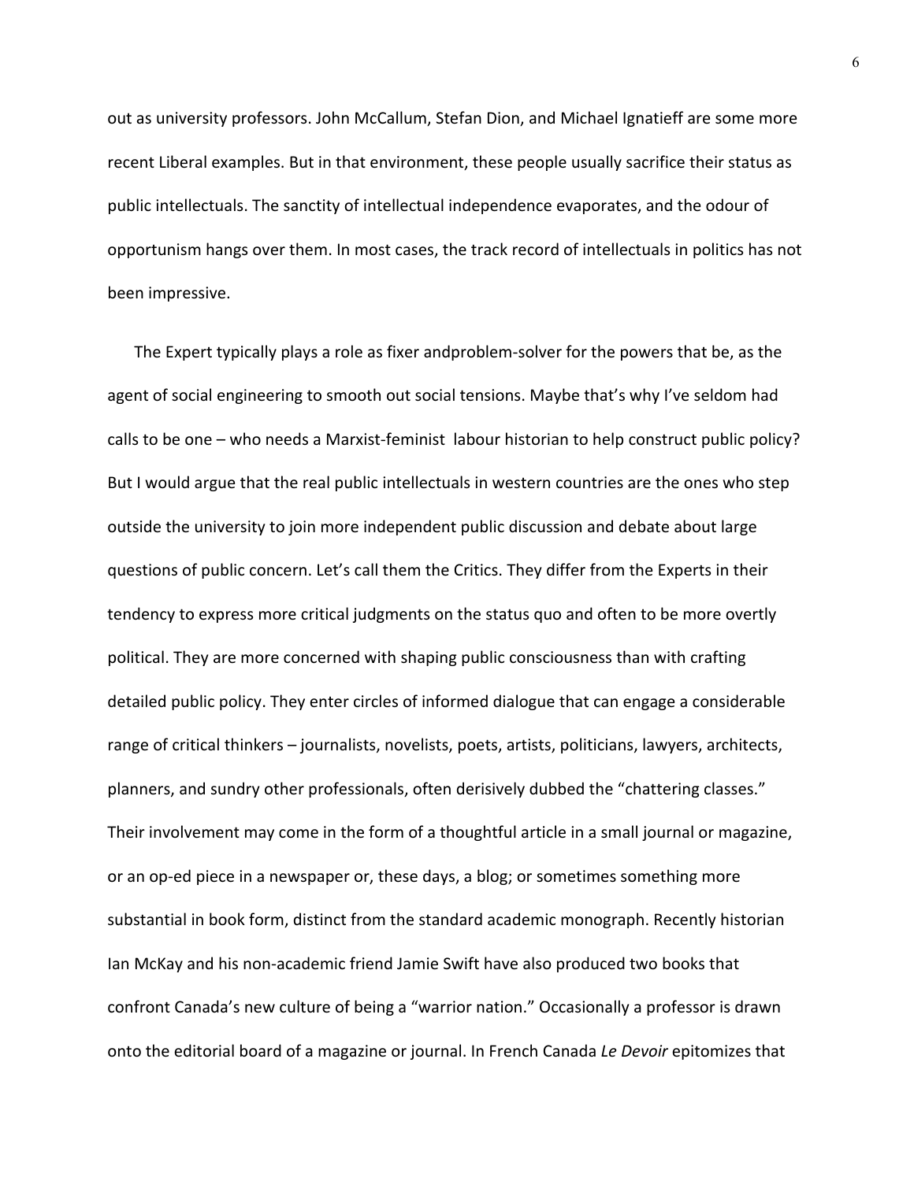out as university professors. John McCallum, Stefan Dion, and Michael Ignatieff are some more recent Liberal examples. But in that environment, these people usually sacrifice their status as public intellectuals. The sanctity of intellectual independence evaporates, and the odour of opportunism hangs over them. In most cases, the track record of intellectuals in politics has not been impressive.

The Expert typically plays a role as fixer andproblem-solver for the powers that be, as the agent of social engineering to smooth out social tensions. Maybe that's why I've seldom had calls to be one – who needs a Marxist-feminist labour historian to help construct public policy? But I would argue that the real public intellectuals in western countries are the ones who step outside the university to join more independent public discussion and debate about large questions of public concern. Let's call them the Critics. They differ from the Experts in their tendency to express more critical judgments on the status quo and often to be more overtly political. They are more concerned with shaping public consciousness than with crafting detailed public policy. They enter circles of informed dialogue that can engage a considerable range of critical thinkers – journalists, novelists, poets, artists, politicians, lawyers, architects, planners, and sundry other professionals, often derisively dubbed the "chattering classes." Their involvement may come in the form of a thoughtful article in a small journal or magazine, or an op-ed piece in a newspaper or, these days, a blog; or sometimes something more substantial in book form, distinct from the standard academic monograph. Recently historian Ian McKay and his non-academic friend Jamie Swift have also produced two books that confront Canada's new culture of being a "warrior nation." Occasionally a professor is drawn onto the editorial board of a magazine or journal. In French Canada *Le Devoir* epitomizes that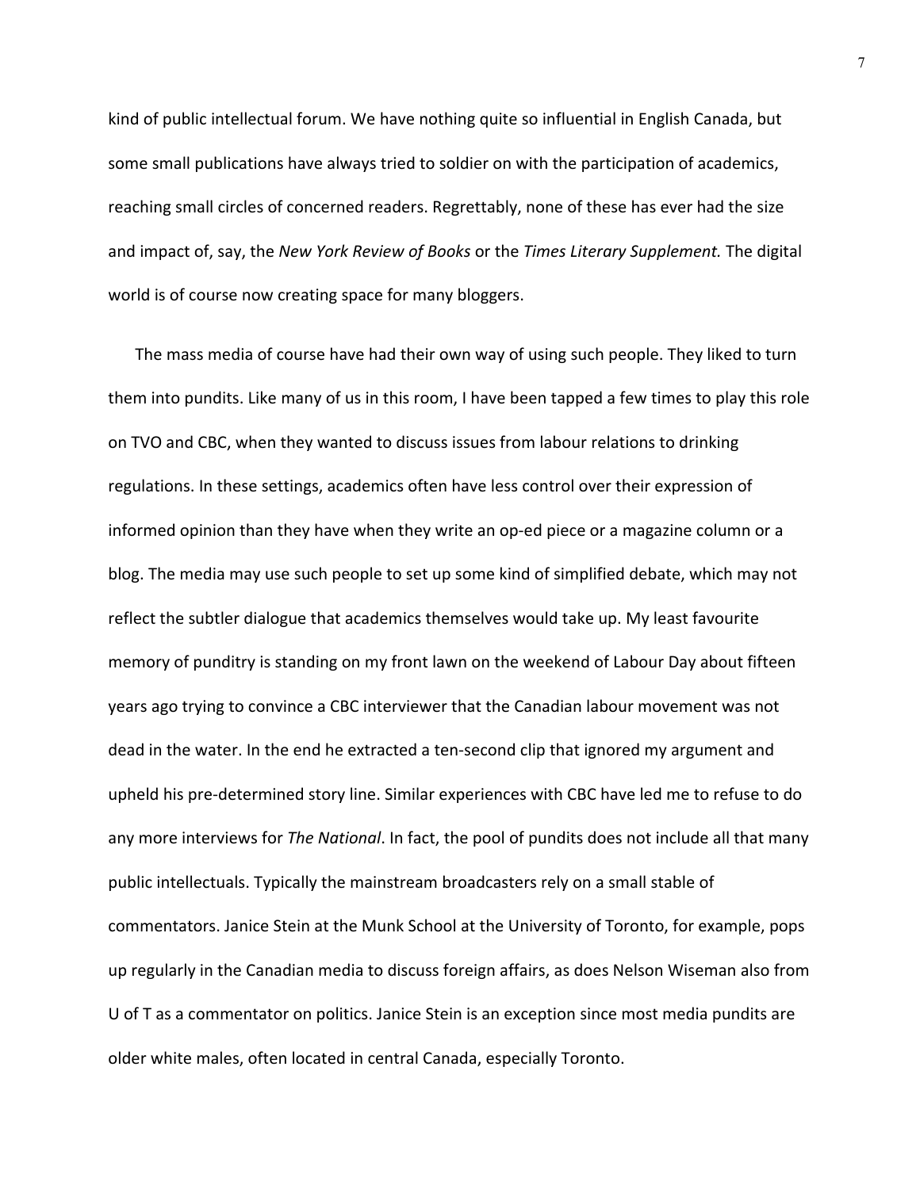kind of public intellectual forum. We have nothing quite so influential in English Canada, but some small publications have always tried to soldier on with the participation of academics, reaching small circles of concerned readers. Regrettably, none of these has ever had the size and impact of, say, the *New York Review of Books* or the *Times Literary Supplement.* The digital world is of course now creating space for many bloggers.

The mass media of course have had their own way of using such people. They liked to turn them into pundits. Like many of us in this room, I have been tapped a few times to play this role on TVO and CBC, when they wanted to discuss issues from labour relations to drinking regulations. In these settings, academics often have less control over their expression of informed opinion than they have when they write an op-ed piece or a magazine column or a blog. The media may use such people to set up some kind of simplified debate, which may not reflect the subtler dialogue that academics themselves would take up. My least favourite memory of punditry is standing on my front lawn on the weekend of Labour Day about fifteen years ago trying to convince a CBC interviewer that the Canadian labour movement was not dead in the water. In the end he extracted a ten-second clip that ignored my argument and upheld his pre-determined story line. Similar experiences with CBC have led me to refuse to do any more interviews for *The National*. In fact, the pool of pundits does not include all that many public intellectuals. Typically the mainstream broadcasters rely on a small stable of commentators. Janice Stein at the Munk School at the University of Toronto, for example, pops up regularly in the Canadian media to discuss foreign affairs, as does Nelson Wiseman also from U of T as a commentator on politics. Janice Stein is an exception since most media pundits are older white males, often located in central Canada, especially Toronto.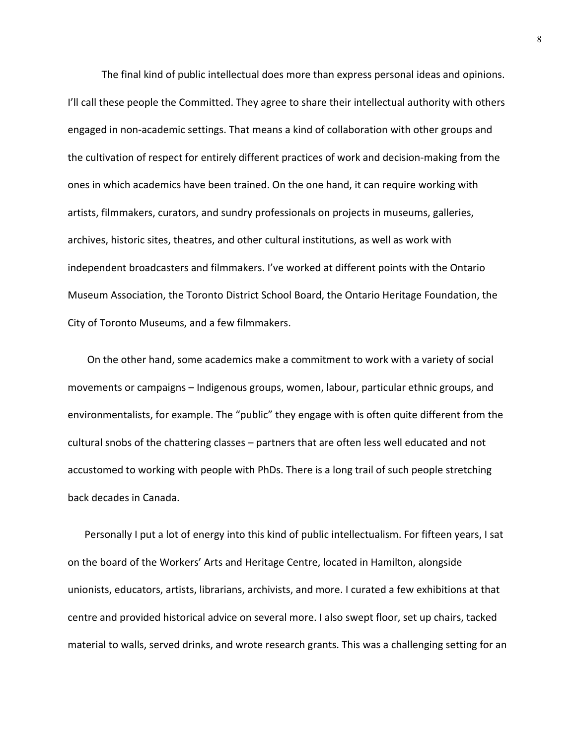The final kind of public intellectual does more than express personal ideas and opinions. I'll call these people the Committed. They agree to share their intellectual authority with others engaged in non-academic settings. That means a kind of collaboration with other groups and the cultivation of respect for entirely different practices of work and decision-making from the ones in which academics have been trained. On the one hand, it can require working with artists, filmmakers, curators, and sundry professionals on projects in museums, galleries, archives, historic sites, theatres, and other cultural institutions, as well as work with independent broadcasters and filmmakers. I've worked at different points with the Ontario Museum Association, the Toronto District School Board, the Ontario Heritage Foundation, the City of Toronto Museums, and a few filmmakers.

On the other hand, some academics make a commitment to work with a variety of social movements or campaigns – Indigenous groups, women, labour, particular ethnic groups, and environmentalists, for example. The "public" they engage with is often quite different from the cultural snobs of the chattering classes – partners that are often less well educated and not accustomed to working with people with PhDs. There is a long trail of such people stretching back decades in Canada.

Personally I put a lot of energy into this kind of public intellectualism. For fifteen years, I sat on the board of the Workers' Arts and Heritage Centre, located in Hamilton, alongside unionists, educators, artists, librarians, archivists, and more. I curated a few exhibitions at that centre and provided historical advice on several more. I also swept floor, set up chairs, tacked material to walls, served drinks, and wrote research grants. This was a challenging setting for an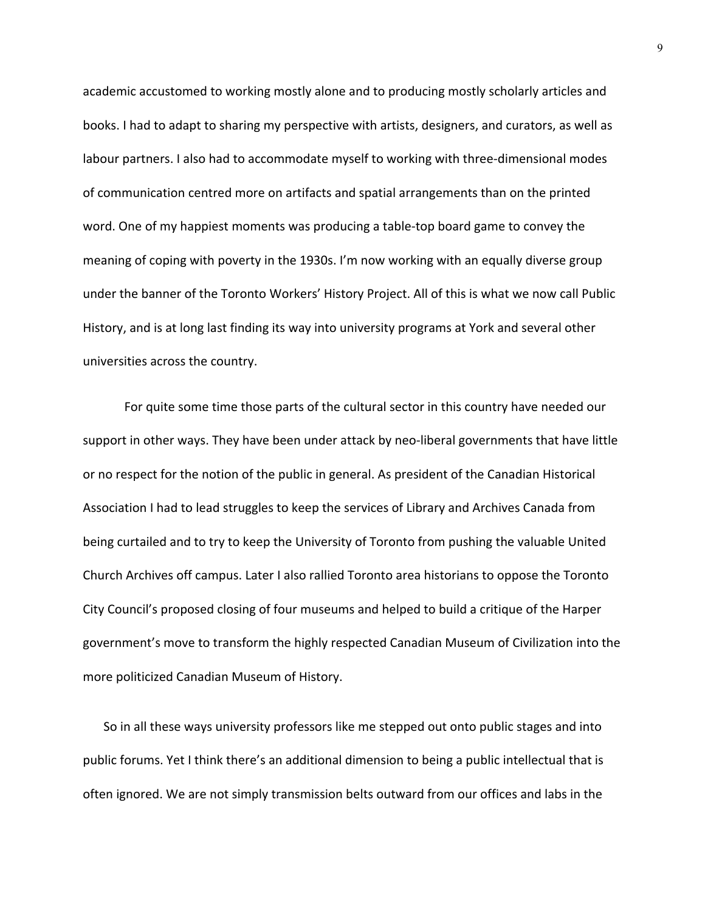academic accustomed to working mostly alone and to producing mostly scholarly articles and books. I had to adapt to sharing my perspective with artists, designers, and curators, as well as labour partners. I also had to accommodate myself to working with three-dimensional modes of communication centred more on artifacts and spatial arrangements than on the printed word. One of my happiest moments was producing a table-top board game to convey the meaning of coping with poverty in the 1930s. I'm now working with an equally diverse group under the banner of the Toronto Workers' History Project. All of this is what we now call Public History, and is at long last finding its way into university programs at York and several other universities across the country.

For quite some time those parts of the cultural sector in this country have needed our support in other ways. They have been under attack by neo-liberal governments that have little or no respect for the notion of the public in general. As president of the Canadian Historical Association I had to lead struggles to keep the services of Library and Archives Canada from being curtailed and to try to keep the University of Toronto from pushing the valuable United Church Archives off campus. Later I also rallied Toronto area historians to oppose the Toronto City Council's proposed closing of four museums and helped to build a critique of the Harper government's move to transform the highly respected Canadian Museum of Civilization into the more politicized Canadian Museum of History.

So in all these ways university professors like me stepped out onto public stages and into public forums. Yet I think there's an additional dimension to being a public intellectual that is often ignored. We are not simply transmission belts outward from our offices and labs in the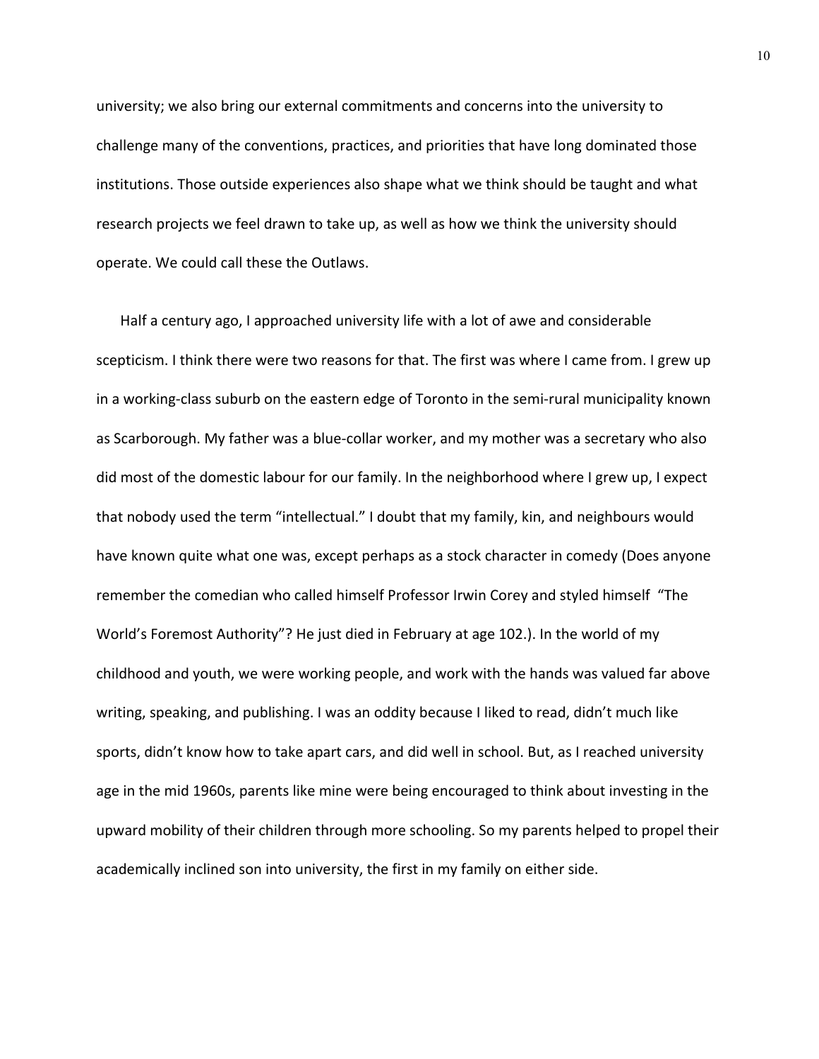university; we also bring our external commitments and concerns into the university to challenge many of the conventions, practices, and priorities that have long dominated those institutions. Those outside experiences also shape what we think should be taught and what research projects we feel drawn to take up, as well as how we think the university should operate. We could call these the Outlaws.

Half a century ago, I approached university life with a lot of awe and considerable scepticism. I think there were two reasons for that. The first was where I came from. I grew up in a working-class suburb on the eastern edge of Toronto in the semi-rural municipality known as Scarborough. My father was a blue-collar worker, and my mother was a secretary who also did most of the domestic labour for our family. In the neighborhood where I grew up, I expect that nobody used the term "intellectual." I doubt that my family, kin, and neighbours would have known quite what one was, except perhaps as a stock character in comedy (Does anyone remember the comedian who called himself Professor Irwin Corey and styled himself "The World's Foremost Authority"? He just died in February at age 102.). In the world of my childhood and youth, we were working people, and work with the hands was valued far above writing, speaking, and publishing. I was an oddity because I liked to read, didn't much like sports, didn't know how to take apart cars, and did well in school. But, as I reached university age in the mid 1960s, parents like mine were being encouraged to think about investing in the upward mobility of their children through more schooling. So my parents helped to propel their academically inclined son into university, the first in my family on either side.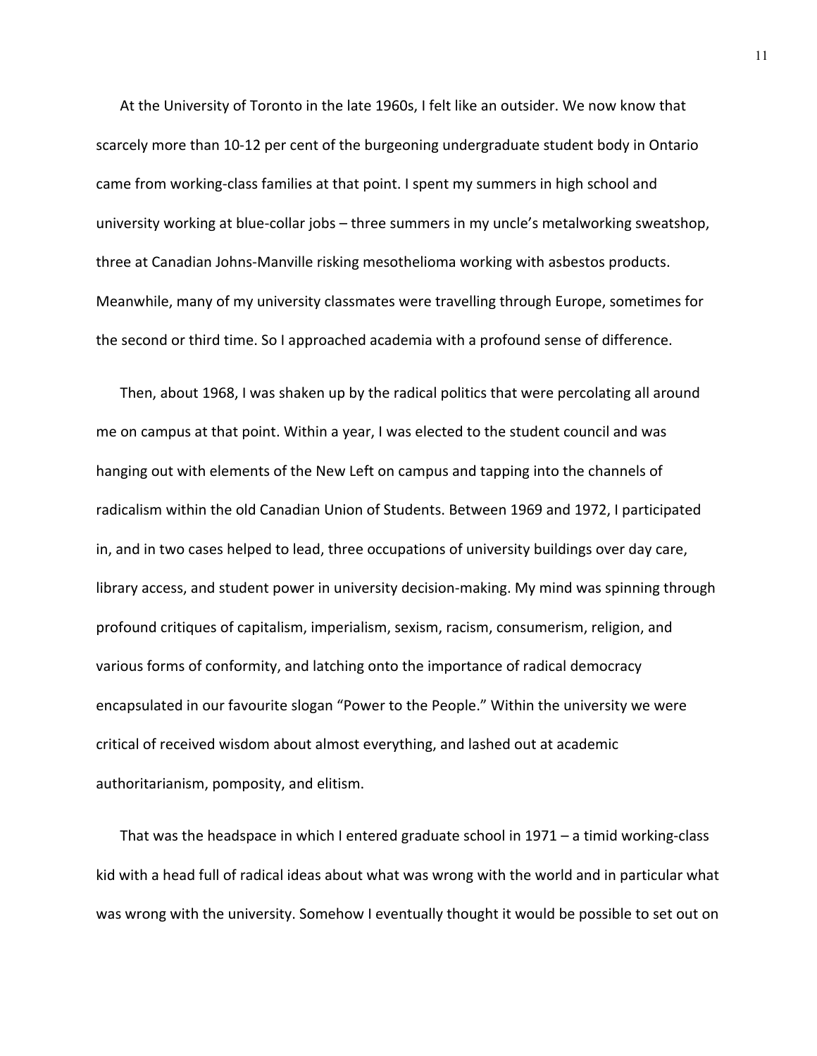At the University of Toronto in the late 1960s, I felt like an outsider. We now know that scarcely more than 10-12 per cent of the burgeoning undergraduate student body in Ontario came from working-class families at that point. I spent my summers in high school and university working at blue-collar jobs – three summers in my uncle's metalworking sweatshop, three at Canadian Johns-Manville risking mesothelioma working with asbestos products. Meanwhile, many of my university classmates were travelling through Europe, sometimes for the second or third time. So I approached academia with a profound sense of difference.

Then, about 1968, I was shaken up by the radical politics that were percolating all around me on campus at that point. Within a year, I was elected to the student council and was hanging out with elements of the New Left on campus and tapping into the channels of radicalism within the old Canadian Union of Students. Between 1969 and 1972, I participated in, and in two cases helped to lead, three occupations of university buildings over day care, library access, and student power in university decision-making. My mind was spinning through profound critiques of capitalism, imperialism, sexism, racism, consumerism, religion, and various forms of conformity, and latching onto the importance of radical democracy encapsulated in our favourite slogan "Power to the People." Within the university we were critical of received wisdom about almost everything, and lashed out at academic authoritarianism, pomposity, and elitism.

That was the headspace in which I entered graduate school in 1971 – a timid working-class kid with a head full of radical ideas about what was wrong with the world and in particular what was wrong with the university. Somehow I eventually thought it would be possible to set out on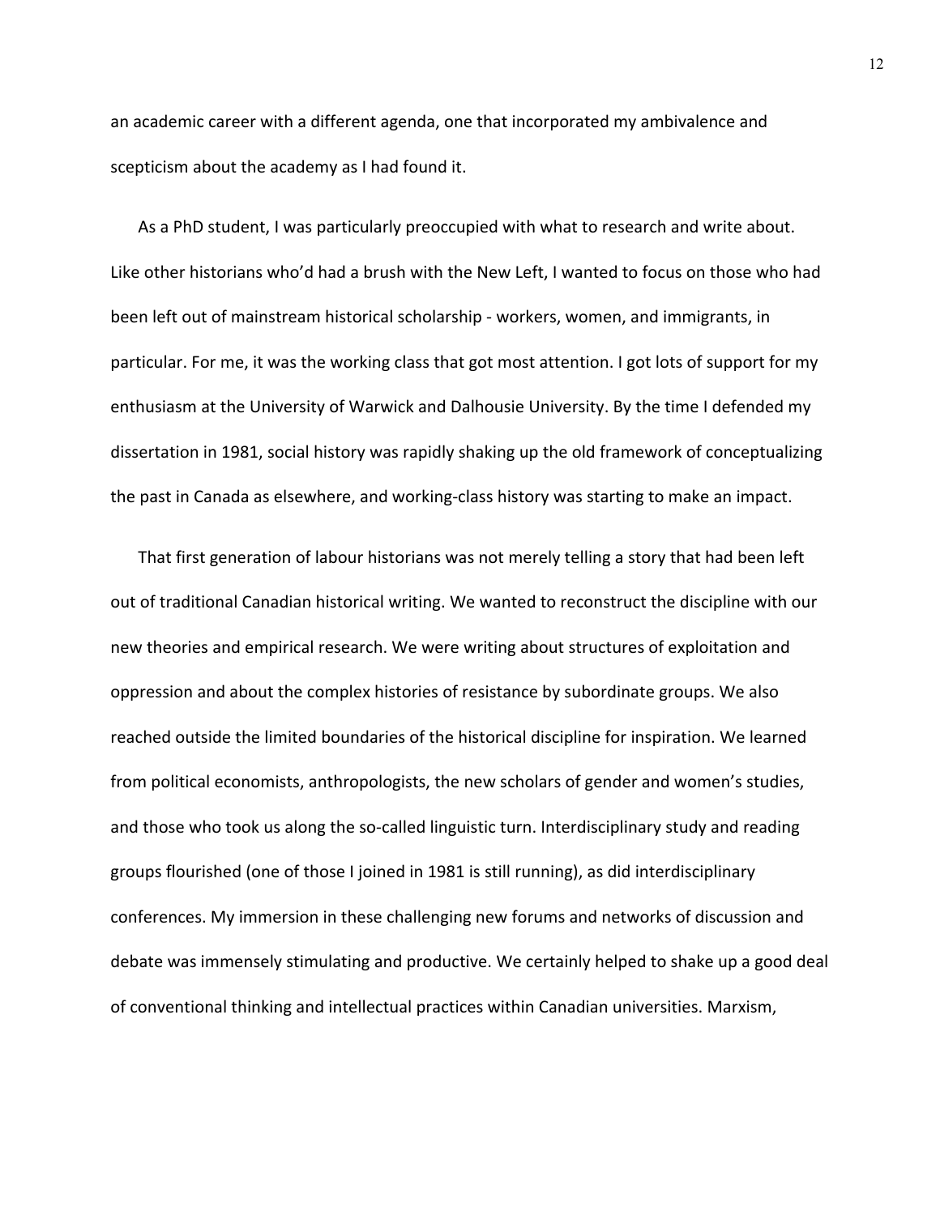an academic career with a different agenda, one that incorporated my ambivalence and scepticism about the academy as I had found it.

As a PhD student, I was particularly preoccupied with what to research and write about. Like other historians who'd had a brush with the New Left, I wanted to focus on those who had been left out of mainstream historical scholarship - workers, women, and immigrants, in particular. For me, it was the working class that got most attention. I got lots of support for my enthusiasm at the University of Warwick and Dalhousie University. By the time I defended my dissertation in 1981, social history was rapidly shaking up the old framework of conceptualizing the past in Canada as elsewhere, and working-class history was starting to make an impact.

That first generation of labour historians was not merely telling a story that had been left out of traditional Canadian historical writing. We wanted to reconstruct the discipline with our new theories and empirical research. We were writing about structures of exploitation and oppression and about the complex histories of resistance by subordinate groups. We also reached outside the limited boundaries of the historical discipline for inspiration. We learned from political economists, anthropologists, the new scholars of gender and women's studies, and those who took us along the so-called linguistic turn. Interdisciplinary study and reading groups flourished (one of those I joined in 1981 is still running), as did interdisciplinary conferences. My immersion in these challenging new forums and networks of discussion and debate was immensely stimulating and productive. We certainly helped to shake up a good deal of conventional thinking and intellectual practices within Canadian universities. Marxism,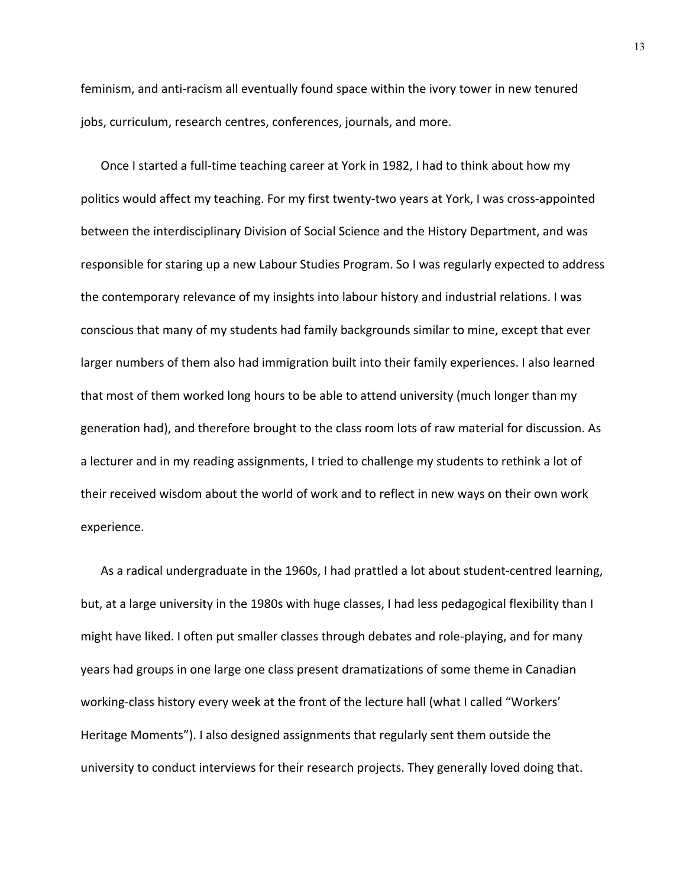feminism, and anti-racism all eventually found space within the ivory tower in new tenured jobs, curriculum, research centres, conferences, journals, and more.

Once I started a full-time teaching career at York in 1982, I had to think about how my politics would affect my teaching. For my first twenty-two years at York, I was cross-appointed between the interdisciplinary Division of Social Science and the History Department, and was responsible for staring up a new Labour Studies Program. So I was regularly expected to address the contemporary relevance of my insights into labour history and industrial relations. I was conscious that many of my students had family backgrounds similar to mine, except that ever larger numbers of them also had immigration built into their family experiences. I also learned that most of them worked long hours to be able to attend university (much longer than my generation had), and therefore brought to the class room lots of raw material for discussion. As a lecturer and in my reading assignments, I tried to challenge my students to rethink a lot of their received wisdom about the world of work and to reflect in new ways on their own work experience.

As a radical undergraduate in the 1960s, I had prattled a lot about student-centred learning, but, at a large university in the 1980s with huge classes, I had less pedagogical flexibility than I might have liked. I often put smaller classes through debates and role-playing, and for many years had groups in one large one class present dramatizations of some theme in Canadian working-class history every week at the front of the lecture hall (what I called "Workers' Heritage Moments"). I also designed assignments that regularly sent them outside the university to conduct interviews for their research projects. They generally loved doing that.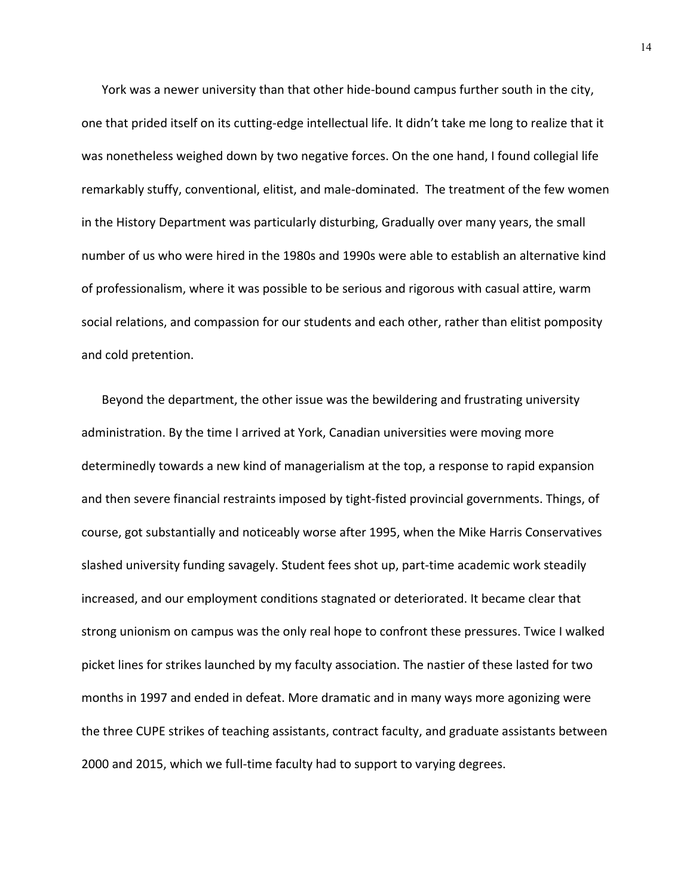York was a newer university than that other hide-bound campus further south in the city, one that prided itself on its cutting-edge intellectual life. It didn't take me long to realize that it was nonetheless weighed down by two negative forces. On the one hand, I found collegial life remarkably stuffy, conventional, elitist, and male-dominated.  The treatment of the few women in the History Department was particularly disturbing, Gradually over many years, the small number of us who were hired in the 1980s and 1990s were able to establish an alternative kind of professionalism, where it was possible to be serious and rigorous with casual attire, warm social relations, and compassion for our students and each other, rather than elitist pomposity and cold pretention.

Beyond the department, the other issue was the bewildering and frustrating university administration. By the time I arrived at York, Canadian universities were moving more determinedly towards a new kind of managerialism at the top, a response to rapid expansion and then severe financial restraints imposed by tight-fisted provincial governments. Things, of course, got substantially and noticeably worse after 1995, when the Mike Harris Conservatives slashed university funding savagely. Student fees shot up, part-time academic work steadily increased, and our employment conditions stagnated or deteriorated. It became clear that strong unionism on campus was the only real hope to confront these pressures. Twice I walked picket lines for strikes launched by my faculty association. The nastier of these lasted for two months in 1997 and ended in defeat. More dramatic and in many ways more agonizing were the three CUPE strikes of teaching assistants, contract faculty, and graduate assistants between 2000 and 2015, which we full-time faculty had to support to varying degrees.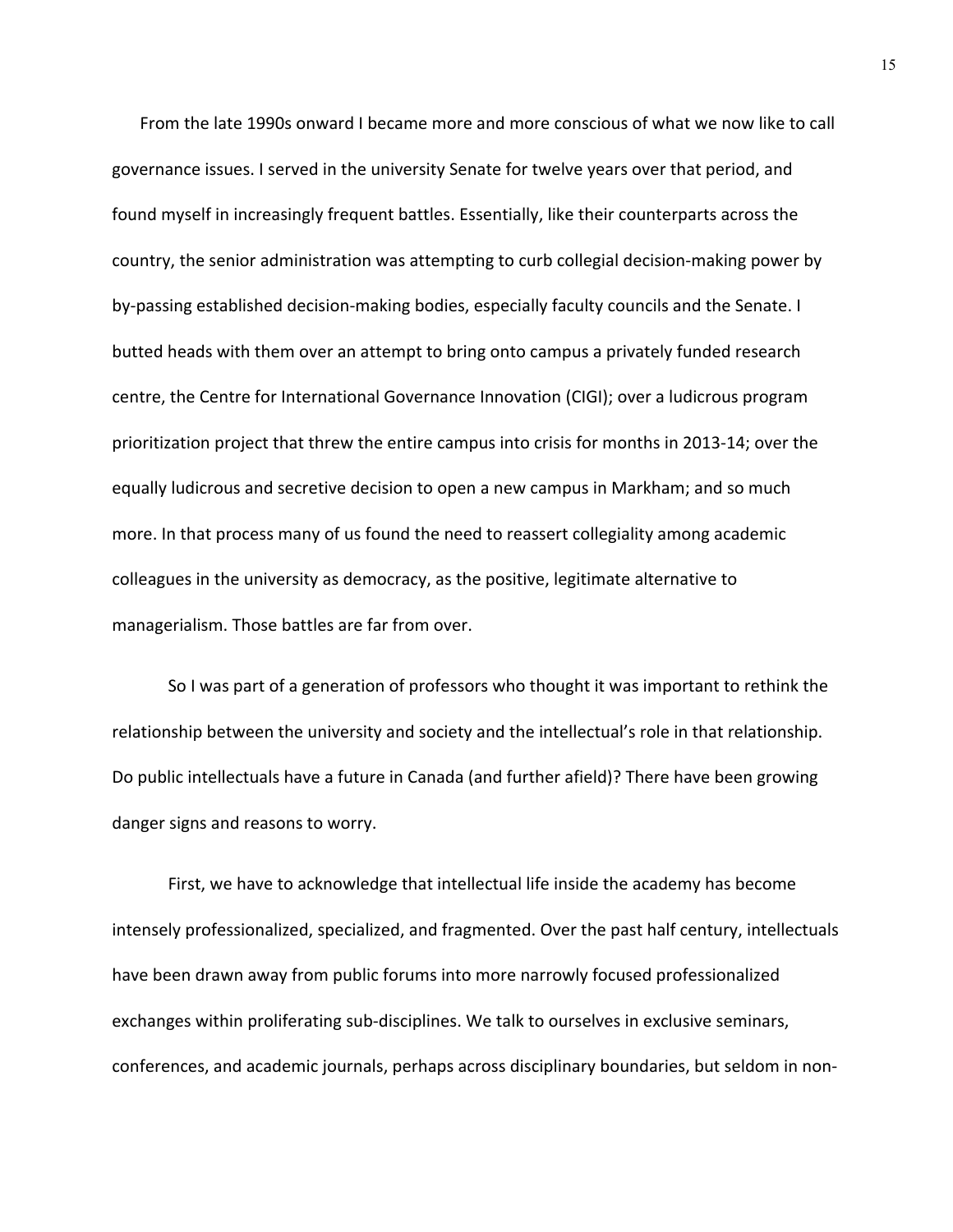From the late 1990s onward I became more and more conscious of what we now like to call governance issues. I served in the university Senate for twelve years over that period, and found myself in increasingly frequent battles. Essentially, like their counterparts across the country, the senior administration was attempting to curb collegial decision-making power by by-passing established decision-making bodies, especially faculty councils and the Senate. I butted heads with them over an attempt to bring onto campus a privately funded research centre, the Centre for International Governance Innovation (CIGI); over a ludicrous program prioritization project that threw the entire campus into crisis for months in 2013-14; over the equally ludicrous and secretive decision to open a new campus in Markham; and so much more. In that process many of us found the need to reassert collegiality among academic colleagues in the university as democracy, as the positive, legitimate alternative to managerialism. Those battles are far from over.

So I was part of a generation of professors who thought it was important to rethink the relationship between the university and society and the intellectual's role in that relationship. Do public intellectuals have a future in Canada (and further afield)? There have been growing danger signs and reasons to worry.

First, we have to acknowledge that intellectual life inside the academy has become intensely professionalized, specialized, and fragmented. Over the past half century, intellectuals have been drawn away from public forums into more narrowly focused professionalized exchanges within proliferating sub-disciplines. We talk to ourselves in exclusive seminars, conferences, and academic journals, perhaps across disciplinary boundaries, but seldom in non-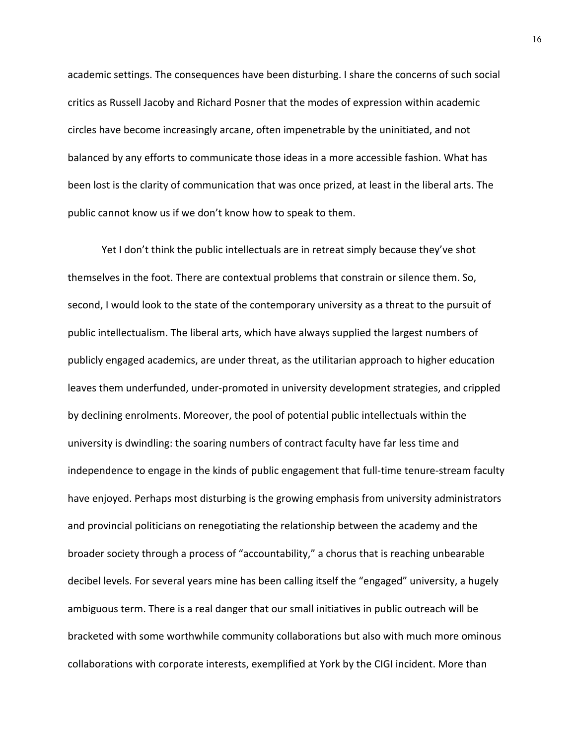academic settings. The consequences have been disturbing. I share the concerns of such social critics as Russell Jacoby and Richard Posner that the modes of expression within academic circles have become increasingly arcane, often impenetrable by the uninitiated, and not balanced by any efforts to communicate those ideas in a more accessible fashion. What has been lost is the clarity of communication that was once prized, at least in the liberal arts. The public cannot know us if we don't know how to speak to them.

Yet I don't think the public intellectuals are in retreat simply because they've shot themselves in the foot. There are contextual problems that constrain or silence them. So, second, I would look to the state of the contemporary university as a threat to the pursuit of public intellectualism. The liberal arts, which have always supplied the largest numbers of publicly engaged academics, are under threat, as the utilitarian approach to higher education leaves them underfunded, under-promoted in university development strategies, and crippled by declining enrolments. Moreover, the pool of potential public intellectuals within the university is dwindling: the soaring numbers of contract faculty have far less time and independence to engage in the kinds of public engagement that full-time tenure-stream faculty have enjoyed. Perhaps most disturbing is the growing emphasis from university administrators and provincial politicians on renegotiating the relationship between the academy and the broader society through a process of "accountability," a chorus that is reaching unbearable decibel levels. For several years mine has been calling itself the "engaged" university, a hugely ambiguous term. There is a real danger that our small initiatives in public outreach will be bracketed with some worthwhile community collaborations but also with much more ominous collaborations with corporate interests, exemplified at York by the CIGI incident. More than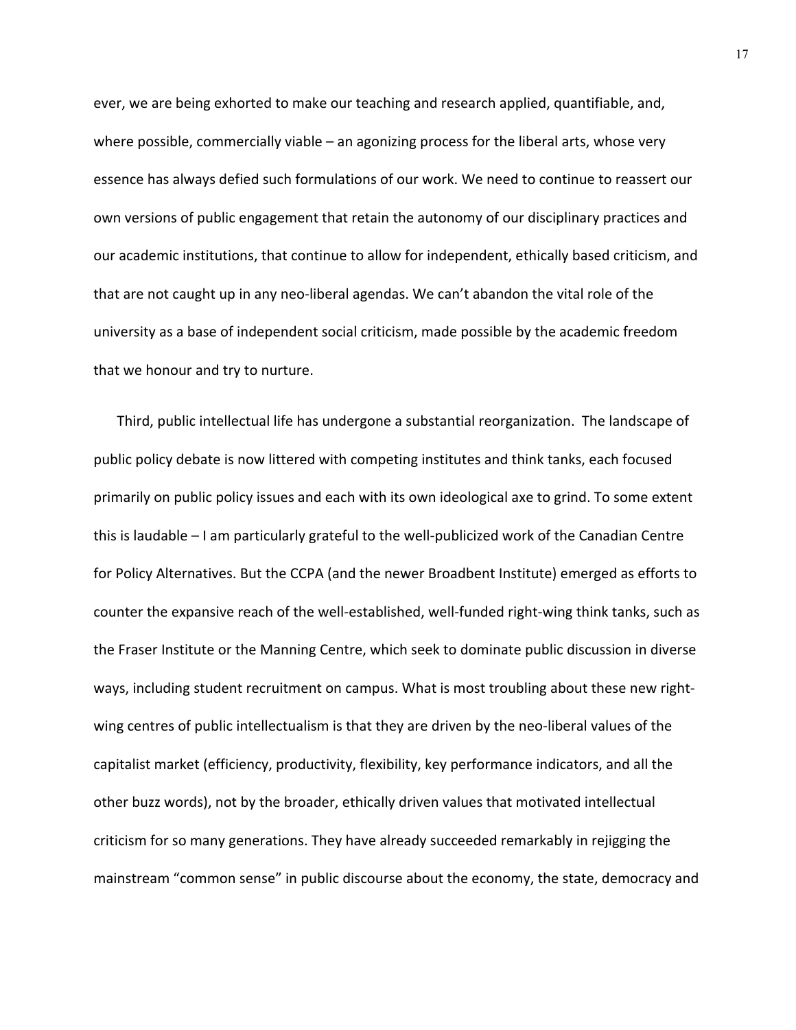ever, we are being exhorted to make our teaching and research applied, quantifiable, and, where possible, commercially viable – an agonizing process for the liberal arts, whose very essence has always defied such formulations of our work. We need to continue to reassert our own versions of public engagement that retain the autonomy of our disciplinary practices and our academic institutions, that continue to allow for independent, ethically based criticism, and that are not caught up in any neo-liberal agendas. We can't abandon the vital role of the university as a base of independent social criticism, made possible by the academic freedom that we honour and try to nurture.

Third, public intellectual life has undergone a substantial reorganization. The landscape of public policy debate is now littered with competing institutes and think tanks, each focused primarily on public policy issues and each with its own ideological axe to grind. To some extent this is laudable – I am particularly grateful to the well-publicized work of the Canadian Centre for Policy Alternatives. But the CCPA (and the newer Broadbent Institute) emerged as efforts to counter the expansive reach of the well-established, well-funded right-wing think tanks, such as the Fraser Institute or the Manning Centre, which seek to dominate public discussion in diverse ways, including student recruitment on campus. What is most troubling about these new right-wing centres of public intellectualism is that they are driven by the neo-liberal values of the capitalist market (efficiency, productivity, flexibility, key performance indicators, and all the other buzz words), not by the broader, ethically driven values that motivated intellectual criticism for so many generations. They have already succeeded remarkably in rejigging the mainstream "common sense" in public discourse about the economy, the state, democracy and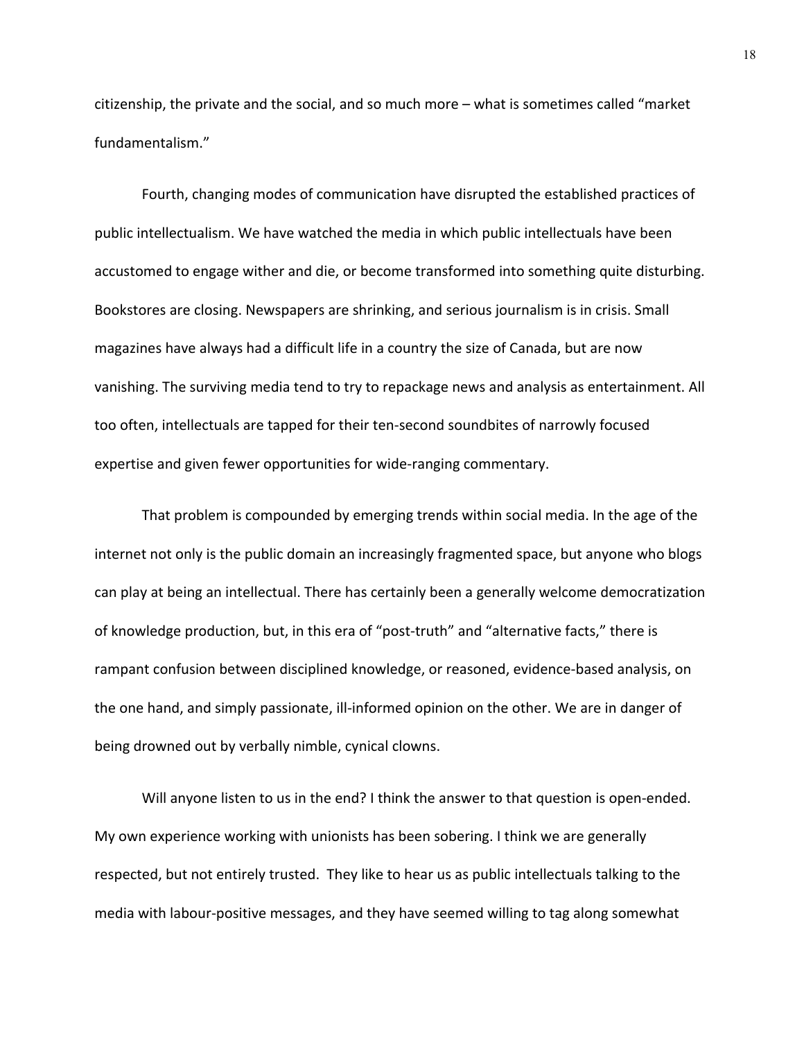citizenship, the private and the social, and so much more – what is sometimes called "market fundamentalism."

Fourth, changing modes of communication have disrupted the established practices of public intellectualism. We have watched the media in which public intellectuals have been accustomed to engage wither and die, or become transformed into something quite disturbing. Bookstores are closing. Newspapers are shrinking, and serious journalism is in crisis. Small magazines have always had a difficult life in a country the size of Canada, but are now vanishing. The surviving media tend to try to repackage news and analysis as entertainment. All too often, intellectuals are tapped for their ten-second soundbites of narrowly focused expertise and given fewer opportunities for wide-ranging commentary.

That problem is compounded by emerging trends within social media. In the age of the internet not only is the public domain an increasingly fragmented space, but anyone who blogs can play at being an intellectual. There has certainly been a generally welcome democratization of knowledge production, but, in this era of "post-truth" and "alternative facts," there is rampant confusion between disciplined knowledge, or reasoned, evidence-based analysis, on the one hand, and simply passionate, ill-informed opinion on the other. We are in danger of being drowned out by verbally nimble, cynical clowns.

Will anyone listen to us in the end? I think the answer to that question is open-ended. My own experience working with unionists has been sobering. I think we are generally respected, but not entirely trusted. They like to hear us as public intellectuals talking to the media with labour-positive messages, and they have seemed willing to tag along somewhat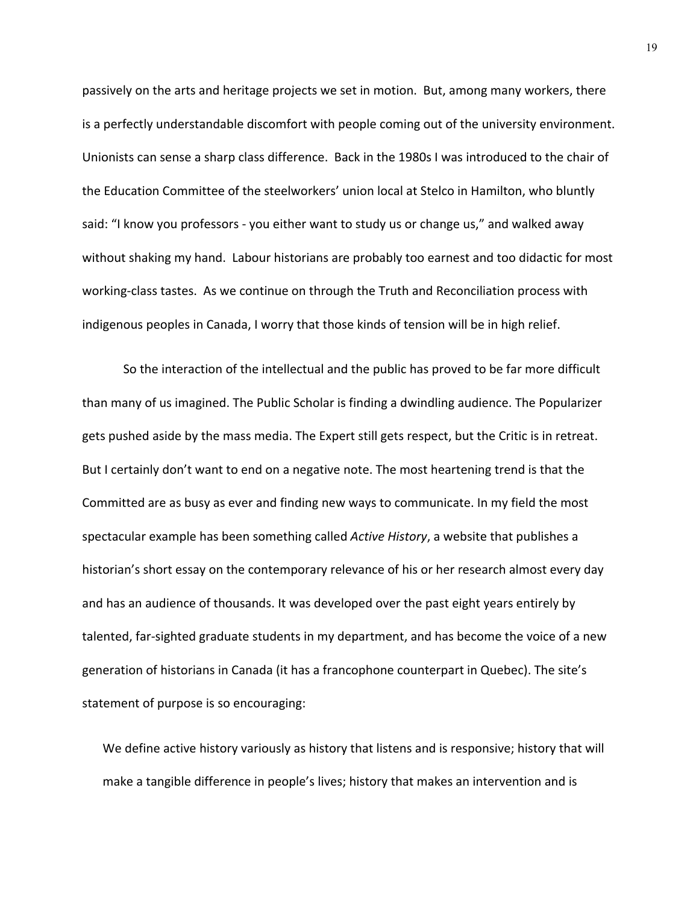passively on the arts and heritage projects we set in motion. But, among many workers, there is a perfectly understandable discomfort with people coming out of the university environment. Unionists can sense a sharp class difference. Back in the 1980s I was introduced to the chair of the Education Committee of the steelworkers' union local at Stelco in Hamilton, who bluntly said: "I know you professors - you either want to study us or change us," and walked away without shaking my hand. Labour historians are probably too earnest and too didactic for most working-class tastes. As we continue on through the Truth and Reconciliation process with indigenous peoples in Canada, I worry that those kinds of tension will be in high relief.

So the interaction of the intellectual and the public has proved to be far more difficult than many of us imagined. The Public Scholar is finding a dwindling audience. The Popularizer gets pushed aside by the mass media. The Expert still gets respect, but the Critic is in retreat. But I certainly don't want to end on a negative note. The most heartening trend is that the Committed are as busy as ever and finding new ways to communicate. In my field the most spectacular example has been something called *Active History*, a website that publishes a historian's short essay on the contemporary relevance of his or her research almost every day and has an audience of thousands. It was developed over the past eight years entirely by talented, far-sighted graduate students in my department, and has become the voice of a new generation of historians in Canada (it has a francophone counterpart in Quebec). The site's statement of purpose is so encouraging:

> We define active history variously as history that listens and is responsive; history that will make a tangible difference in people's lives; history that makes an intervention and is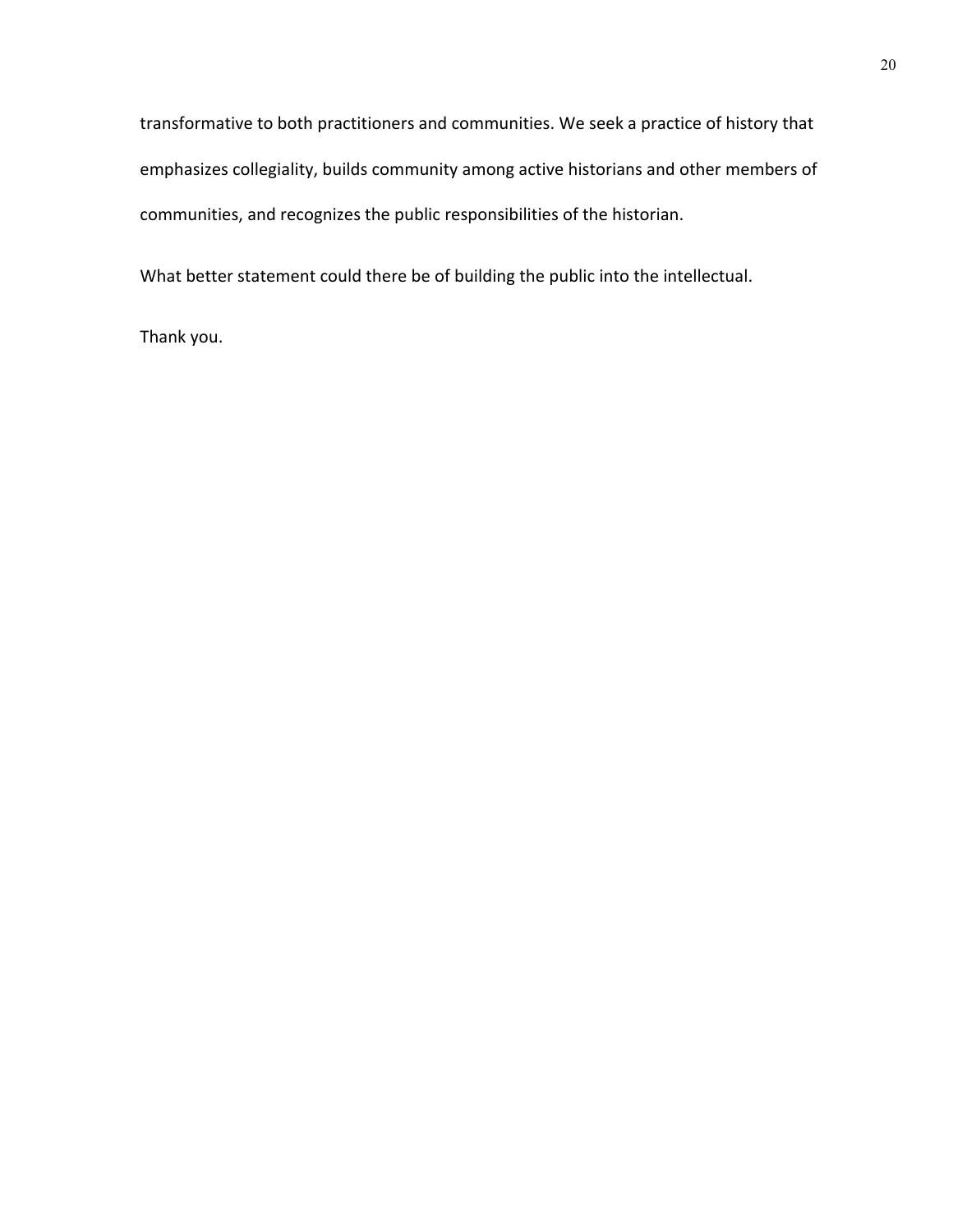transformative to both practitioners and communities. We seek a practice of history that emphasizes collegiality, builds community among active historians and other members of communities, and recognizes the public responsibilities of the historian.

What better statement could there be of building the public into the intellectual.

Thank you.